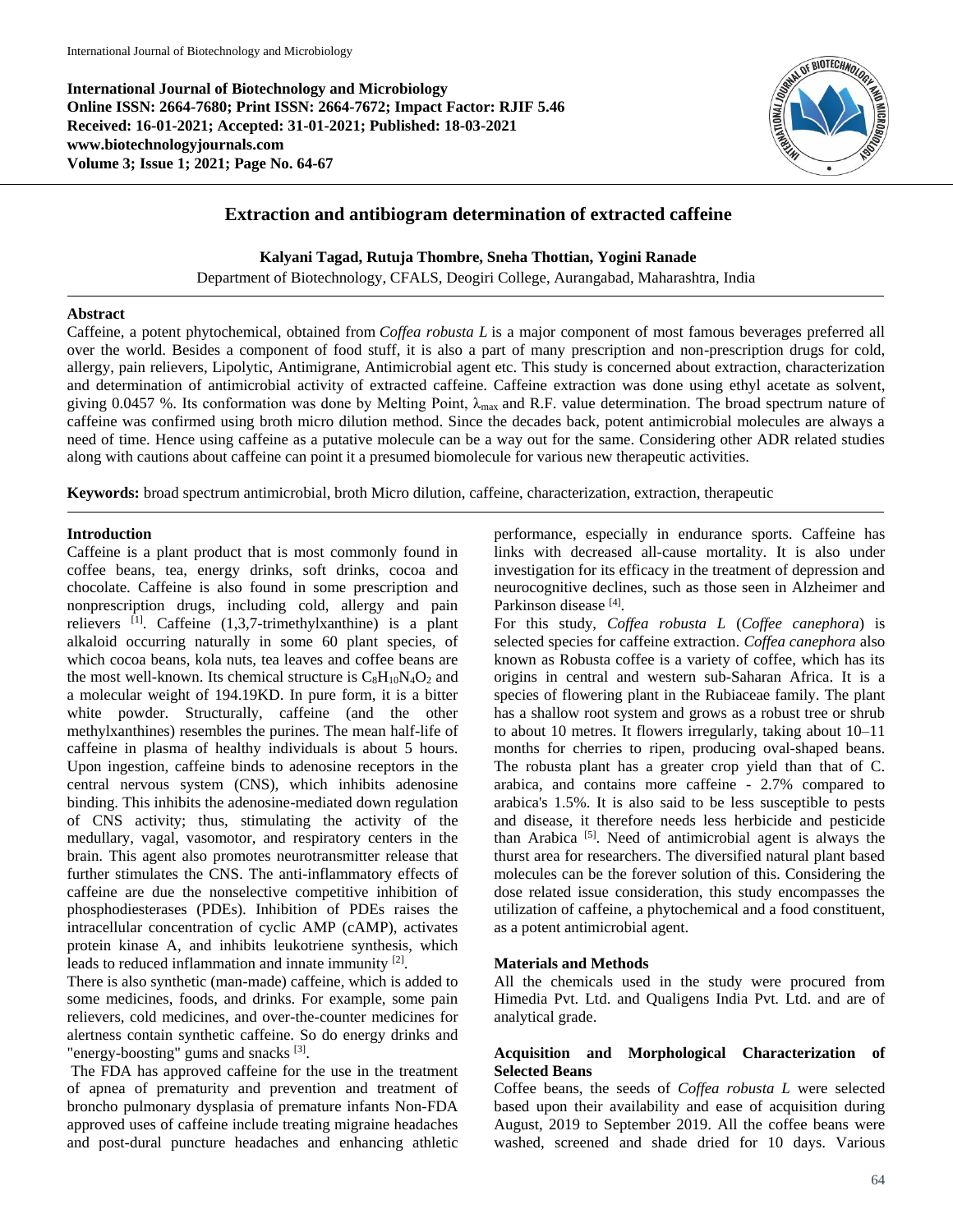# Extraction and antibiogram determination of extracted caffeine

**Kalyani Tagad, Rutuja Thombre, Sneha Thottian, Yogini Ranade**

Department of Biotechnology, CFALS, Deogiri College, Aurangabad, Maharashtra, India

## Abstract

Caffeine, a potent phytochemical, obtained from *Coffea robusta L* is a major component of most famous beverages preferred all over the world. Besides a component of food stuff, it is also a part of many prescription and non-prescription drugs for cold, allergy, pain relievers, Lipolytic, Antimigrane, Antimicrobial agent etc. This study is concerned about extraction, characterization and determination of antimicrobial activity of extracted caffeine. Caffeine extraction was done using ethyl acetate as solvent, giving 0.0457 %. Its conformation was done by Melting Point, $\lambda_{max}$ and R.F. value determination. The broad spectrum nature of caffeine was confirmed using broth micro dilution method. Since the decades back, potent antimicrobial molecules are always a need of time. Hence using caffeine as a putative molecule can be a way out for the same. Considering other ADR related studies along with cautions about caffeine can point it a presumed biomolecule for various new therapeutic activities.

**Keywords:** broad spectrum antimicrobial, broth Micro dilution, caffeine, characterization, extraction, therapeutic

## Introduction

Caffeine is a plant product that is most commonly found in coffee beans, tea, energy drinks, soft drinks, cocoa and chocolate. Caffeine is also found in some prescription and nonprescription drugs, including cold, allergy and pain relievers [1]. Caffeine (1,3,7-trimethylxanthine) is a plant alkaloid occurring naturally in some 60 plant species, of which cocoa beans, kola nuts, tea leaves and coffee beans are the most well-known. Its chemical structure is $C_8H_{10}N_4O_2$ and a molecular weight of 194.19KD. In pure form, it is a bitter white powder. Structurally, caffeine (and the other methylxanthines) resembles the purines. The mean half-life of caffeine in plasma of healthy individuals is about 5 hours. Upon ingestion, caffeine binds to adenosine receptors in the central nervous system (CNS), which inhibits adenosine binding. This inhibits the adenosine-mediated down regulation of CNS activity; thus, stimulating the activity of the medullary, vagal, vasomotor, and respiratory centers in the brain. This agent also promotes neurotransmitter release that further stimulates the CNS. The anti-inflammatory effects of caffeine are due the nonselective competitive inhibition of phosphodiesterases (PDEs). Inhibition of PDEs raises the intracellular concentration of cyclic AMP (cAMP), activates protein kinase A, and inhibits leukotriene synthesis, which leads to reduced inflammation and innate immunity [2].

There is also synthetic (man-made) caffeine, which is added to some medicines, foods, and drinks. For example, some pain relievers, cold medicines, and over-the-counter medicines for alertness contain synthetic caffeine. So do energy drinks and "energy-boosting" gums and snacks [3].

The FDA has approved caffeine for the use in the treatment of apnea of prematurity and prevention and treatment of broncho pulmonary dysplasia of premature infants Non-FDA approved uses of caffeine include treating migraine headaches and post-dural puncture headaches and enhancing athletic performance, especially in endurance sports. Caffeine has links with decreased all-cause mortality. It is also under investigation for its efficacy in the treatment of depression and neurocognitive declines, such as those seen in Alzheimer and Parkinson disease [4].

For this study, *Coffea robusta L* (*Coffee canephora*) is selected species for caffeine extraction. *Coffea canephora* also known as Robusta coffee is a variety of coffee, which has its origins in central and western sub-Saharan Africa. It is a species of flowering plant in the Rubiaceae family. The plant has a shallow root system and grows as a robust tree or shrub to about 10 metres. It flowers irregularly, taking about 10–11 months for cherries to ripen, producing oval-shaped beans. The robusta plant has a greater crop yield than that of C. arabica, and contains more caffeine - 2.7% compared to arabica's 1.5%. It is also said to be less susceptible to pests and disease, it therefore needs less herbicide and pesticide than Arabica [5]. Need of antimicrobial agent is always the thurst area for researchers. The diversified natural plant based molecules can be the forever solution of this. Considering the dose related issue consideration, this study encompasses the utilization of caffeine, a phytochemical and a food constituent, as a potent antimicrobial agent.

## Materials and Methods

All the chemicals used in the study were procured from Himedia Pvt. Ltd. and Qualigens India Pvt. Ltd. and are of analytical grade.

### Acquisition and Morphological Characterization of Selected Beans

Coffee beans, the seeds of *Coffea robusta L* were selected based upon their availability and ease of acquisition during August, 2019 to September 2019. All the coffee beans were washed, screened and shade dried for 10 days. Various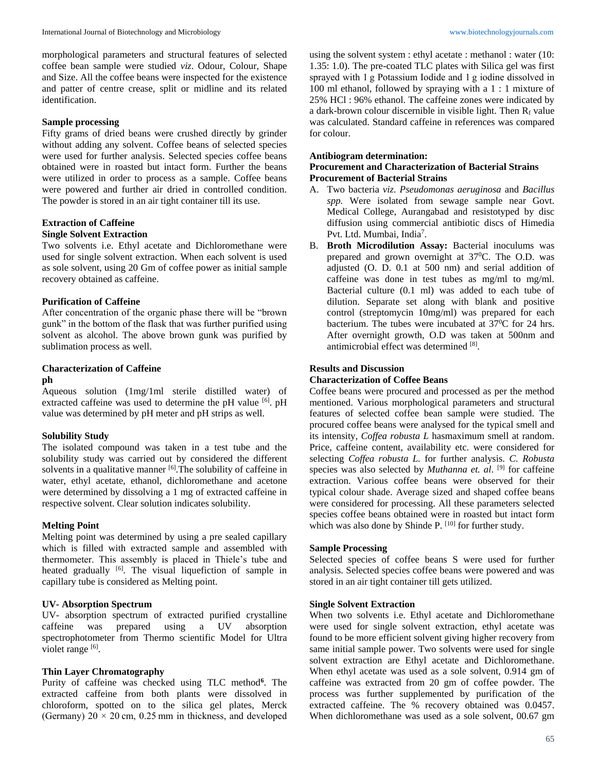morphological parameters and structural features of selected coffee bean sample were studied *viz*. Odour, Colour, Shape and Size. All the coffee beans were inspected for the existence and patter of centre crease, split or midline and its related identification.

**Sample processing**

Fifty grams of dried beans were crushed directly by grinder without adding any solvent. Coffee beans of selected species were used for further analysis. Selected species coffee beans obtained were in roasted but intact form. Further the beans were utilized in order to process as a sample. Coffee beans were powered and further air dried in controlled condition. The powder is stored in an air tight container till its use.

**Extraction of Caffeine**

**Single Solvent Extraction**

Two solvents i.e. Ethyl acetate and Dichloromethane were used for single solvent extraction. When each solvent is used as sole solvent, using 20 Gm of coffee power as initial sample recovery obtained as caffeine.

**Purification of Caffeine**

After concentration of the organic phase there will be "brown gunk" in the bottom of the flask that was further purified using solvent as alcohol. The above brown gunk was purified by sublimation process as well.

**Characterization of Caffeine**

**ph**

Aqueous solution (1mg/1ml sterile distilled water) of extracted caffeine was used to determine the pH value [6]. pH value was determined by pH meter and pH strips as well.

**Solubility Study**

The isolated compound was taken in a test tube and the solubility study was carried out by considered the different solvents in a qualitative manner [6].The solubility of caffeine in water, ethyl acetate, ethanol, dichloromethane and acetone were determined by dissolving a 1 mg of extracted caffeine in respective solvent. Clear solution indicates solubility.

**Melting Point**

Melting point was determined by using a pre sealed capillary which is filled with extracted sample and assembled with thermometer. This assembly is placed in Thiele's tube and heated gradually [6]. The visual liquefiction of sample in capillary tube is considered as Melting point.

**UV- Absorption Spectrum**

UV- absorption spectrum of extracted purified crystalline caffeine was prepared using a UV absorption spectrophotometer from Thermo scientific Model for Ultra violet range [6].

**Thin Layer Chromatography**

Purity of caffeine was checked using TLC method[6]. The extracted caffeine from both plants were dissolved in chloroform, spotted on to the silica gel plates, Merck (Germany) 20 × 20 cm, 0.25 mm in thickness, and developed using the solvent system : ethyl acetate : methanol : water (10: 1.35: 1.0). The pre-coated TLC plates with Silica gel was first sprayed with 1 g Potassium Iodide and 1 g iodine dissolved in 100 ml ethanol, followed by spraying with a 1 : 1 mixture of 25% HCl : 96% ethanol. The caffeine zones were indicated by a dark-brown colour discernible in visible light. Then $R_f$ value was calculated. Standard caffeine in references was compared for colour.

**Antibiogram determination:**

**Procurement and Characterization of Bacterial Strains**

**Procurement of Bacterial Strains**

A. Two bacteria *viz. Pseudomonas aeruginosa* and *Bacillus spp.* Were isolated from sewage sample near Govt. Medical College, Aurangabad and resistotyped by disc diffusion using commercial antibiotic discs of Himedia Pvt. Ltd. Mumbai, India[7].
B. **Broth Microdilution Assay:** Bacterial inoculums was prepared and grown overnight at $37^0$C. The O.D. was adjusted (O. D. 0.1 at 500 nm) and serial addition of caffeine was done in test tubes as mg/ml to mg/ml. Bacterial culture (0.1 ml) was added to each tube of dilution. Separate set along with blank and positive control (streptomycin 10mg/ml) was prepared for each bacterium. The tubes were incubated at $37^0$C for 24 hrs. After overnight growth, O.D was taken at 500nm and antimicrobial effect was determined [8].

**Results and Discussion**

**Characterization of Coffee Beans**

Coffee beans were procured and processed as per the method mentioned. Various morphological parameters and structural features of selected coffee bean sample were studied. The procured coffee beans were analysed for the typical smell and its intensity, *Coffea robusta L* hasmaximum smell at random. Price, caffeine content, availability etc. were considered for selecting *Coffea robusta L.* for further analysis. *C. Robusta* species was also selected by *Muthanna et. al*. [9] for caffeine extraction. Various coffee beans were observed for their typical colour shade. Average sized and shaped coffee beans were considered for processing. All these parameters selected species coffee beans obtained were in roasted but intact form which was also done by Shinde P. [10] for further study.

**Sample Processing**

Selected species of coffee beans S were used for further analysis. Selected species coffee beans were powered and was stored in an air tight container till gets utilized.

**Single Solvent Extraction**

When two solvents i.e. Ethyl acetate and Dichloromethane were used for single solvent extraction, ethyl acetate was found to be more efficient solvent giving higher recovery from same initial sample power. Two solvents were used for single solvent extraction are Ethyl acetate and Dichloromethane. When ethyl acetate was used as a sole solvent, 0.914 gm of caffeine was extracted from 20 gm of coffee powder. The process was further supplemented by purification of the extracted caffeine. The % recovery obtained was 0.0457. When dichloromethane was used as a sole solvent, 00.67 gm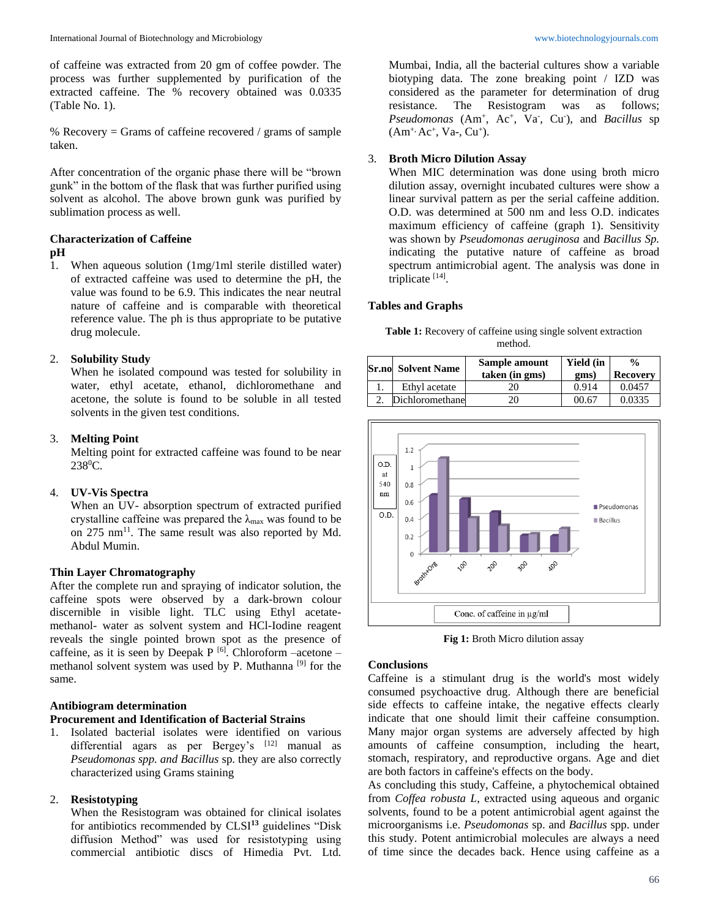of caffeine was extracted from 20 gm of coffee powder. The process was further supplemented by purification of the extracted caffeine. The % recovery obtained was 0.0335 (Table No. 1).

% Recovery = Grams of caffeine recovered / grams of sample taken.

After concentration of the organic phase there will be "brown gunk" in the bottom of the flask that was further purified using solvent as alcohol. The above brown gunk was purified by sublimation process as well.

### Characterization of Caffeine

**pH**

1. When aqueous solution (1mg/1ml sterile distilled water) of extracted caffeine was used to determine the pH, the value was found to be 6.9. This indicates the near neutral nature of caffeine and is comparable with theoretical reference value. The ph is thus appropriate to be putative drug molecule.

2. **Solubility Study**
   When he isolated compound was tested for solubility in water, ethyl acetate, ethanol, dichloromethane and acetone, the solute is found to be soluble in all tested solvents in the given test conditions.

3. **Melting Point**
   Melting point for extracted caffeine was found to be near $238^0$C.

4. **UV-Vis Spectra**
   When an UV- absorption spectrum of extracted purified crystalline caffeine was prepared the $\lambda_{max}$ was found to be on 275 nm[11]. The same result was also reported by Md. Abdul Mumin.

### Thin Layer Chromatography

After the complete run and spraying of indicator solution, the caffeine spots were observed by a dark-brown colour discernible in visible light. TLC using Ethyl acetate-methanol- water as solvent system and HCl-Iodine reagent reveals the single pointed brown spot as the presence of caffeine, as it is seen by Deepak P [6]. Chloroform –acetone –methanol solvent system was used by P. Muthanna [9] for the same.

### Antibiogram determination

### Procurement and Identification of Bacterial Strains

1. Isolated bacterial isolates were identified on various differential agars as per Bergey's [12] manual as *Pseudomonas spp. and Bacillus* sp. they are also correctly characterized using Grams staining

2. **Resistotyping**
   When the Resistogram was obtained for clinical isolates for antibiotics recommended by CLSI[13] guidelines "Disk diffusion Method" was used for resistotyping using commercial antibiotic discs of Himedia Pvt. Ltd. Mumbai, India, all the bacterial cultures show a variable biotyping data. The zone breaking point / IZD was considered as the parameter for determination of drug resistance. The Resistogram was as follows; *Pseudomonas* ($Am^+$, $Ac^+$, $Va^-$, $Cu^-$), and *Bacillus* sp ($Am^+$, $Ac^+$, Va-, $Cu^+$).

3. **Broth Micro Dilution Assay**
   When MIC determination was done using broth micro dilution assay, overnight incubated cultures were show a linear survival pattern as per the serial caffeine addition. O.D. was determined at 500 nm and less O.D. indicates maximum efficiency of caffeine (graph 1). Sensitivity was shown by *Pseudomonas aeruginosa* and *Bacillus Sp.* indicating the putative nature of caffeine as broad spectrum antimicrobial agent. The analysis was done in triplicate [14].

### Tables and Graphs

**Table 1:** Recovery of caffeine using single solvent extraction method.

| Sr.no | Solvent Name | Sample amount taken (in gms) | Yield (in gms) | % Recovery |
|---|---|---|---|---|
| 1. | Ethyl acetate | 20 | 0.914 | 0.0457 |
| 2. | Dichloromethane | 20 | 00.67 | 0.0335 |

**Fig 1:** Broth Micro dilution assay

### Conclusions

Caffeine is a stimulant drug is the world's most widely consumed psychoactive drug. Although there are beneficial side effects to caffeine intake, the negative effects clearly indicate that one should limit their caffeine consumption. Many major organ systems are adversely affected by high amounts of caffeine consumption, including the heart, stomach, respiratory, and reproductive organs. Age and diet are both factors in caffeine's effects on the body.

As concluding this study, Caffeine, a phytochemical obtained from *Coffea robusta L*, extracted using aqueous and organic solvents, found to be a potent antimicrobial agent against the microorganisms i.e. *Pseudomonas* sp. and *Bacillus* spp. under this study. Potent antimicrobial molecules are always a need of time since the decades back. Hence using caffeine as a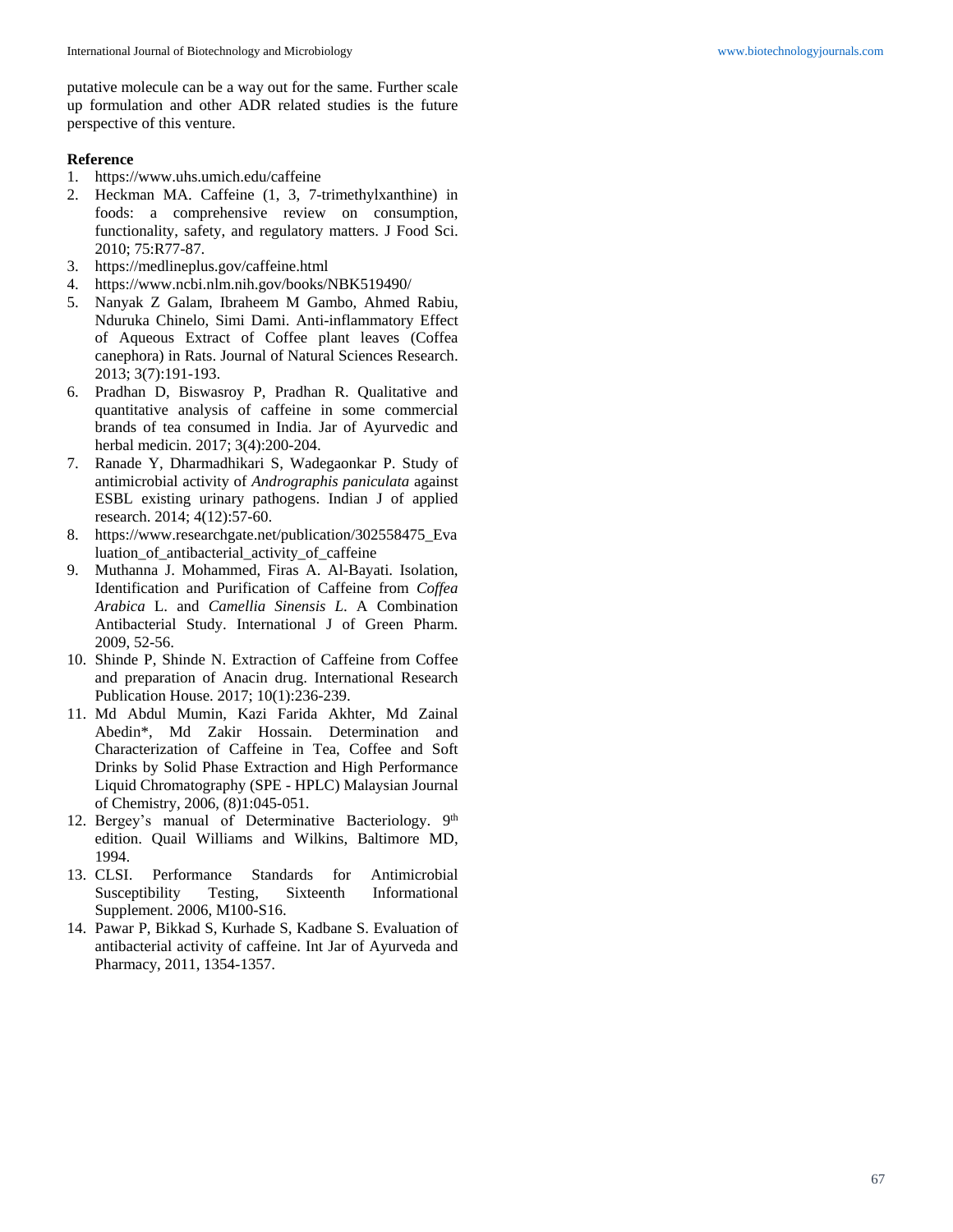putative molecule can be a way out for the same. Further scale up formulation and other ADR related studies is the future perspective of this venture.

## Reference

1. https://www.uhs.umich.edu/caffeine
2. Heckman MA. Caffeine (1, 3, 7-trimethylxanthine) in foods: a comprehensive review on consumption, functionality, safety, and regulatory matters. J Food Sci. 2010; 75:R77-87.
3. https://medlineplus.gov/caffeine.html
4. https://www.ncbi.nlm.nih.gov/books/NBK519490/
5. Nanyak Z Galam, Ibraheem M Gambo, Ahmed Rabiu, Nduruka Chinelo, Simi Dami. Anti-inflammatory Effect of Aqueous Extract of Coffee plant leaves (Coffea canephora) in Rats. Journal of Natural Sciences Research. 2013; 3(7):191-193.
6. Pradhan D, Biswasroy P, Pradhan R. Qualitative and quantitative analysis of caffeine in some commercial brands of tea consumed in India. Jar of Ayurvedic and herbal medicin. 2017; 3(4):200-204.
7. Ranade Y, Dharmadhikari S, Wadegaonkar P. Study of antimicrobial activity of *Andrographis paniculata* against ESBL existing urinary pathogens. Indian J of applied research. 2014; 4(12):57-60.
8. https://www.researchgate.net/publication/302558475_Evaluation_of_antibacterial_activity_of_caffeine
9. Muthanna J. Mohammed, Firas A. Al-Bayati. Isolation, Identification and Purification of Caffeine from *Coffea Arabica* L. and *Camellia Sinensis L*. A Combination Antibacterial Study. International J of Green Pharm. 2009, 52-56.
10. Shinde P, Shinde N. Extraction of Caffeine from Coffee and preparation of Anacin drug. International Research Publication House. 2017; 10(1):236-239.
11. Md Abdul Mumin, Kazi Farida Akhter, Md Zainal Abedin*, Md Zakir Hossain. Determination and Characterization of Caffeine in Tea, Coffee and Soft Drinks by Solid Phase Extraction and High Performance Liquid Chromatography (SPE - HPLC) Malaysian Journal of Chemistry, 2006, (8)1:045-051.
12. Bergey's manual of Determinative Bacteriology. 9th edition. Quail Williams and Wilkins, Baltimore MD, 1994.
13. CLSI. Performance Standards for Antimicrobial Susceptibility Testing, Sixteenth Informational Supplement. 2006, M100-S16.
14. Pawar P, Bikkad S, Kurhade S, Kadbane S. Evaluation of antibacterial activity of caffeine. Int Jar of Ayurveda and Pharmacy, 2011, 1354-1357.